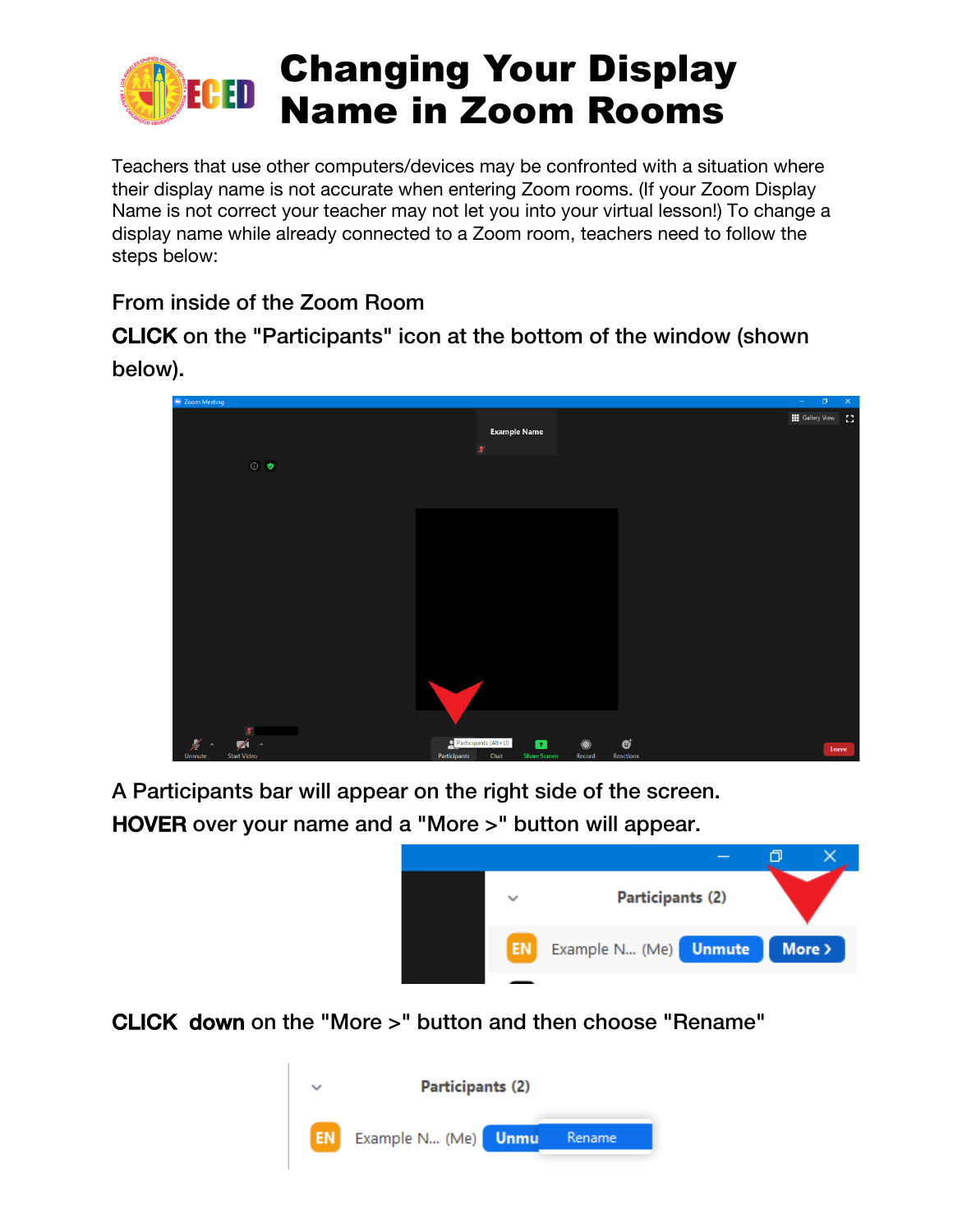# Changing Your Display Name in Zoom Rooms

Teachers that use other computers/devices may be confronted with a situation where their display name is not accurate when entering Zoom rooms. (If your Zoom Display Name is not correct your teacher may not let you into your virtual lesson!) To change a display name while already connected to a Zoom room, teachers need to follow the steps below:

From inside of the Zoom Room

**CLICK** on the "Participants" icon at the bottom of the window (shown below).

A Participants bar will appear on the right side of the screen.

**HOVER** over your name and a "More >" button will appear.

**CLICK down** on the "More >" button and then choose "Rename"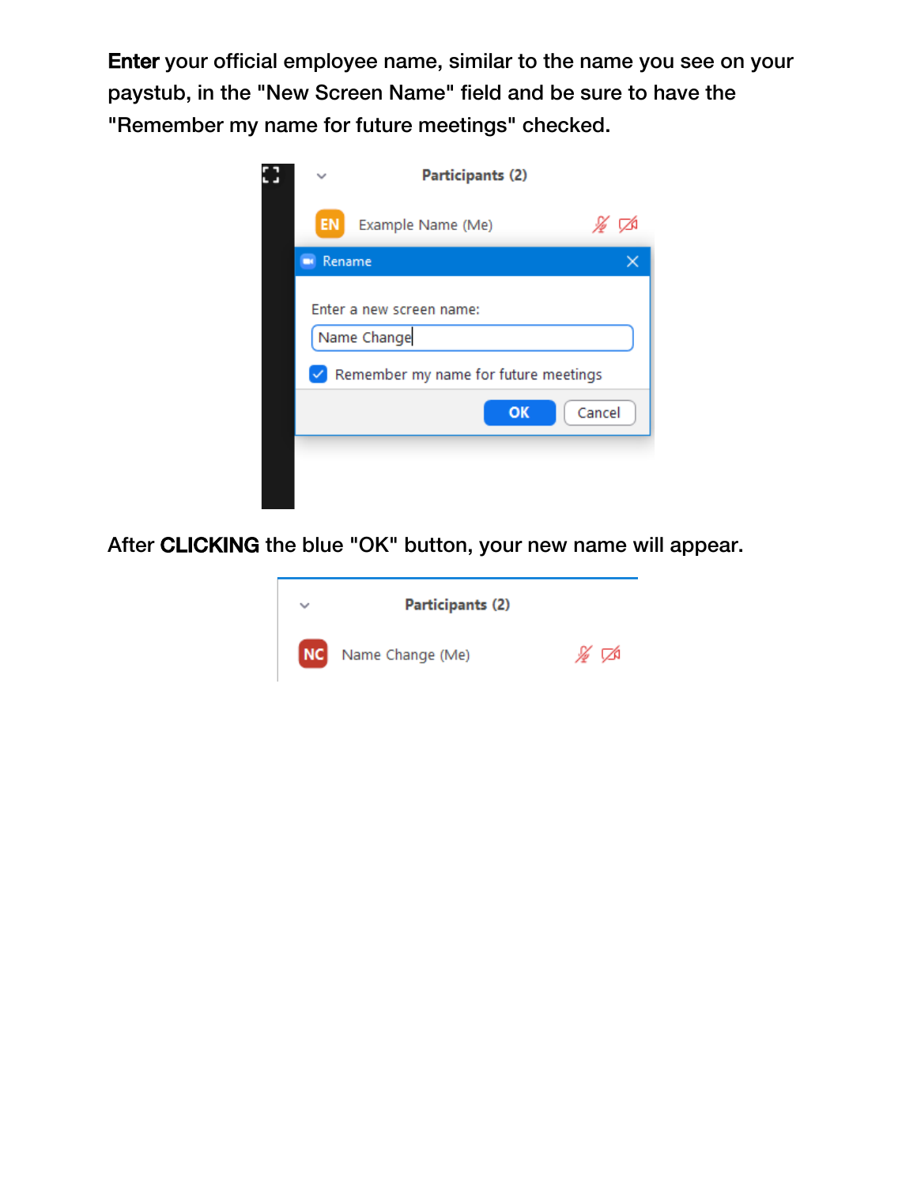**Enter** your official employee name, similar to the name you see on your paystub, in the "New Screen Name" field and be sure to have the "Remember my name for future meetings" checked.

After **CLICKING** the blue "OK" button, your new name will appear.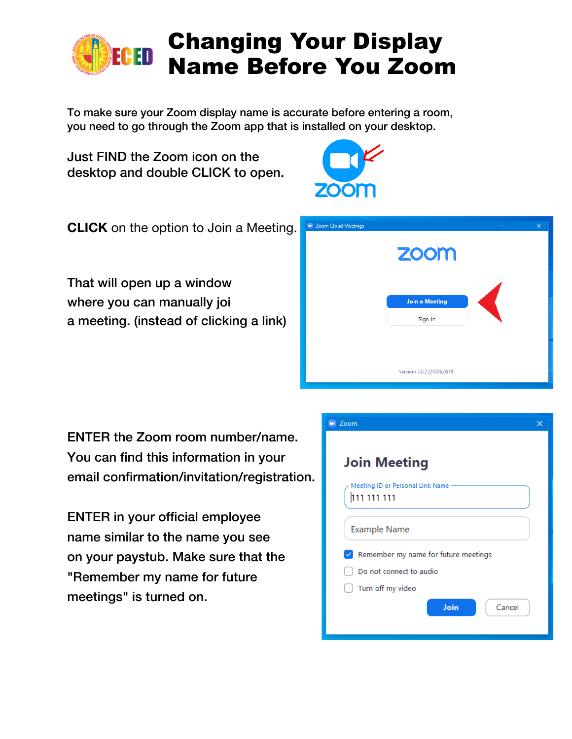# Changing Your Display Name Before You Zoom

To make sure your Zoom display name is accurate before entering a room, you need to go through the Zoom app that is installed on your desktop.

Just FIND the Zoom icon on the desktop and double CLICK to open.

**CLICK** on the option to Join a Meeting.

That will open up a window where you can manually joi a meeting. (instead of clicking a link)

ENTER the Zoom room number/name. You can find this information in your email confirmation/invitation/registration.

ENTER in your official employee name similar to the name you see on your paystub. Make sure that the "Remember my name for future meetings" is turned on.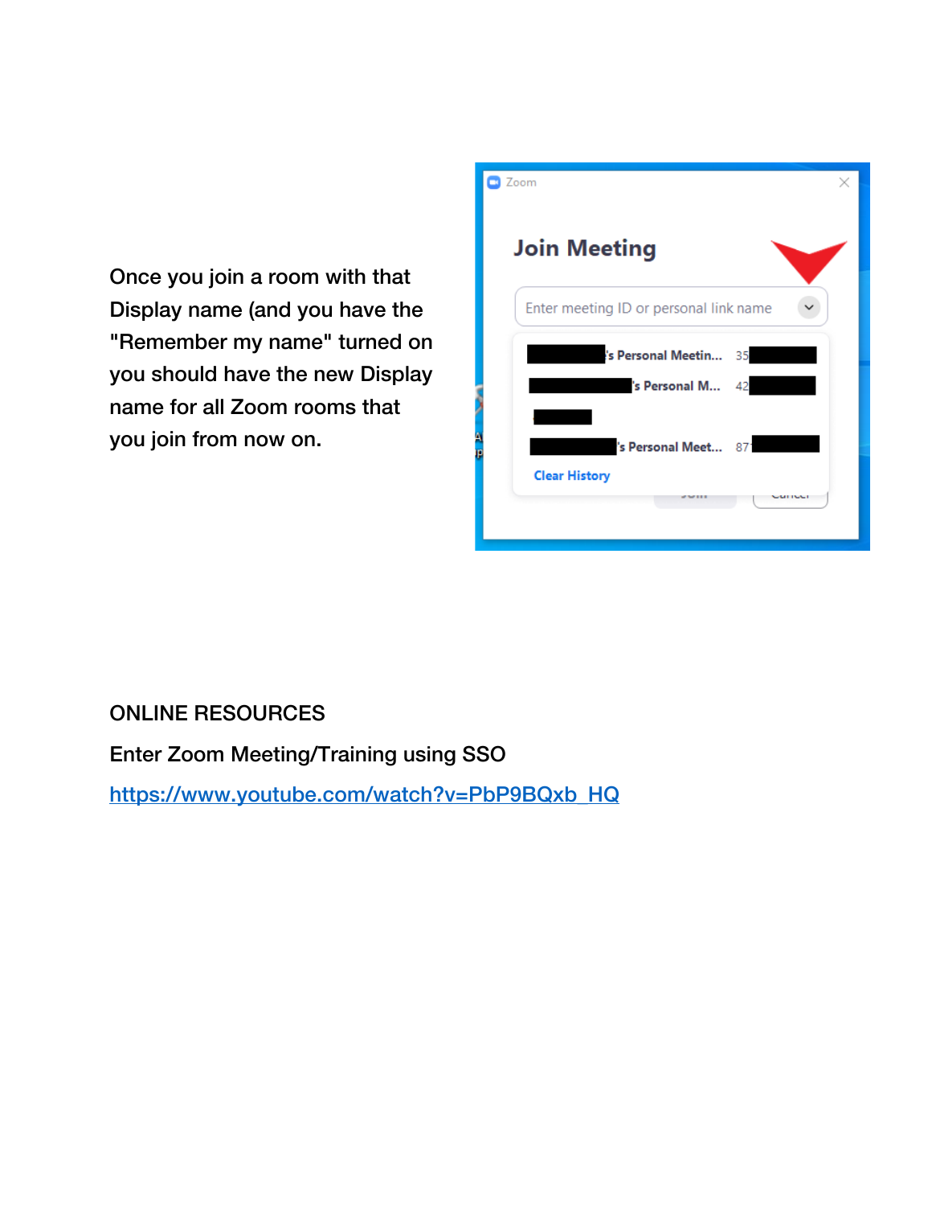Once you join a room with that Display name (and you have the "Remember my name" turned on you should have the new Display name for all Zoom rooms that you join from now on.

ONLINE RESOURCES

Enter Zoom Meeting/Training using SSO

https://www.youtube.com/watch?v=PbP9BQxb_HQ